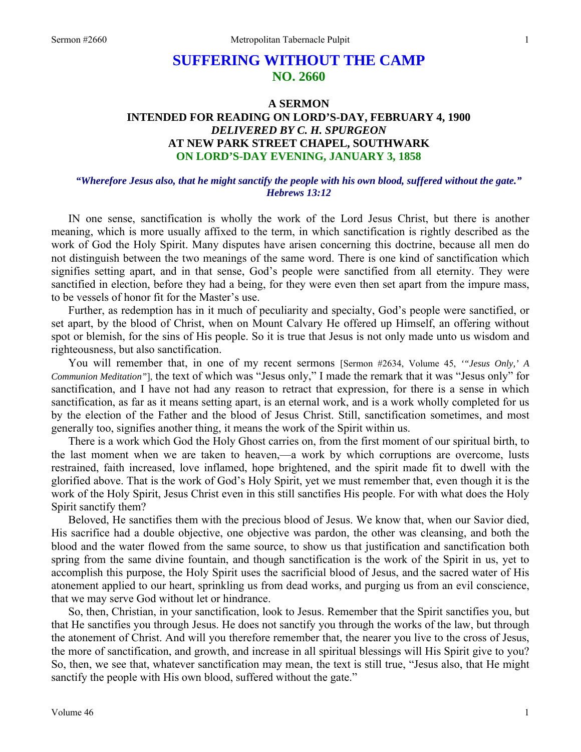# SUFFERING WITHOUT THE CAMP
## NO. 2660

### A SERMON
### INTENDED FOR READING ON LORD'S-DAY, FEBRUARY 4, 1900
### *DELIVERED BY C. H. SPURGEON*
### AT NEW PARK STREET CHAPEL, SOUTHWARK
### ON LORD'S-DAY EVENING, JANUARY 3, 1858

***"Wherefore Jesus also, that he might sanctify the people with his own blood, suffered without the gate." Hebrews 13:12***

IN one sense, sanctification is wholly the work of the Lord Jesus Christ, but there is another meaning, which is more usually affixed to the term, in which sanctification is rightly described as the work of God the Holy Spirit. Many disputes have arisen concerning this doctrine, because all men do not distinguish between the two meanings of the same word. There is one kind of sanctification which signifies setting apart, and in that sense, God's people were sanctified from all eternity. They were sanctified in election, before they had a being, for they were even then set apart from the impure mass, to be vessels of honor fit for the Master's use.

Further, as redemption has in it much of peculiarity and specialty, God's people were sanctified, or set apart, by the blood of Christ, when on Mount Calvary He offered up Himself, an offering without spot or blemish, for the sins of His people. So it is true that Jesus is not only made unto us wisdom and righteousness, but also sanctification.

You will remember that, in one of my recent sermons [Sermon #2634, Volume 45, *'"Jesus Only,' A Communion Meditation"*], the text of which was "Jesus only," I made the remark that it was "Jesus only" for sanctification, and I have not had any reason to retract that expression, for there is a sense in which sanctification, as far as it means setting apart, is an eternal work, and is a work wholly completed for us by the election of the Father and the blood of Jesus Christ. Still, sanctification sometimes, and most generally too, signifies another thing, it means the work of the Spirit within us.

There is a work which God the Holy Ghost carries on, from the first moment of our spiritual birth, to the last moment when we are taken to heaven,—a work by which corruptions are overcome, lusts restrained, faith increased, love inflamed, hope brightened, and the spirit made fit to dwell with the glorified above. That is the work of God's Holy Spirit, yet we must remember that, even though it is the work of the Holy Spirit, Jesus Christ even in this still sanctifies His people. For with what does the Holy Spirit sanctify them?

Beloved, He sanctifies them with the precious blood of Jesus. We know that, when our Savior died, His sacrifice had a double objective, one objective was pardon, the other was cleansing, and both the blood and the water flowed from the same source, to show us that justification and sanctification both spring from the same divine fountain, and though sanctification is the work of the Spirit in us, yet to accomplish this purpose, the Holy Spirit uses the sacrificial blood of Jesus, and the sacred water of His atonement applied to our heart, sprinkling us from dead works, and purging us from an evil conscience, that we may serve God without let or hindrance.

So, then, Christian, in your sanctification, look to Jesus. Remember that the Spirit sanctifies you, but that He sanctifies you through Jesus. He does not sanctify you through the works of the law, but through the atonement of Christ. And will you therefore remember that, the nearer you live to the cross of Jesus, the more of sanctification, and growth, and increase in all spiritual blessings will His Spirit give to you? So, then, we see that, whatever sanctification may mean, the text is still true, "Jesus also, that He might sanctify the people with His own blood, suffered without the gate."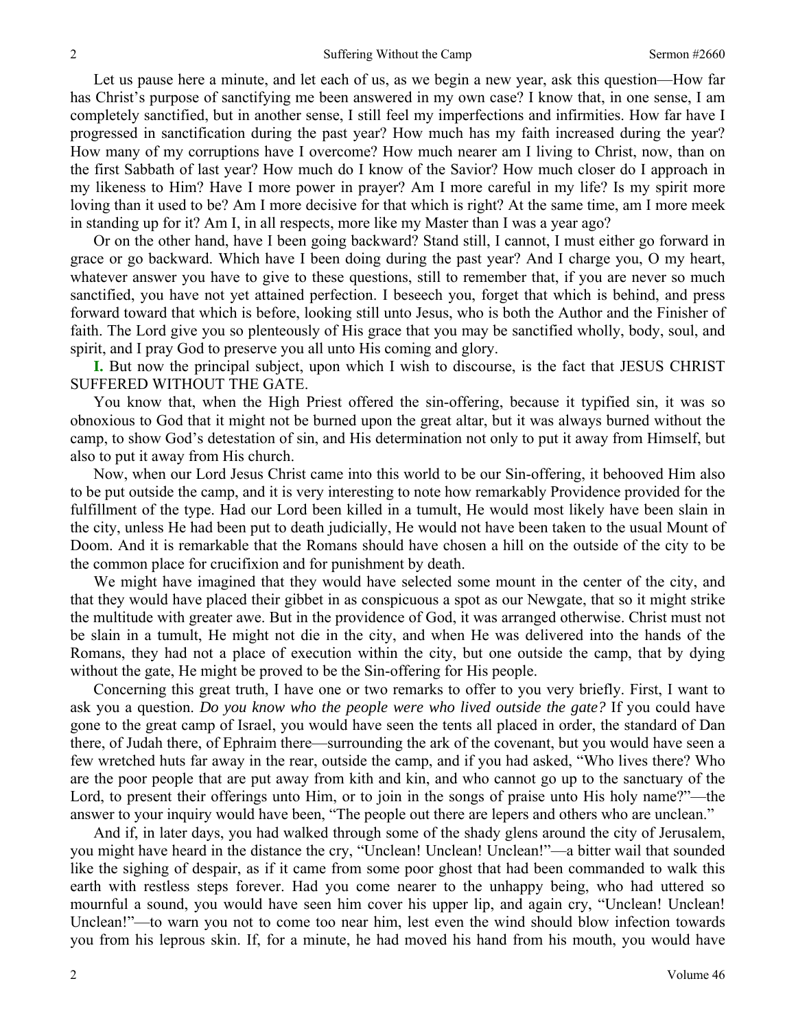Let us pause here a minute, and let each of us, as we begin a new year, ask this question—How far has Christ's purpose of sanctifying me been answered in my own case? I know that, in one sense, I am completely sanctified, but in another sense, I still feel my imperfections and infirmities. How far have I progressed in sanctification during the past year? How much has my faith increased during the year? How many of my corruptions have I overcome? How much nearer am I living to Christ, now, than on the first Sabbath of last year? How much do I know of the Savior? How much closer do I approach in my likeness to Him? Have I more power in prayer? Am I more careful in my life? Is my spirit more loving than it used to be? Am I more decisive for that which is right? At the same time, am I more meek in standing up for it? Am I, in all respects, more like my Master than I was a year ago?

Or on the other hand, have I been going backward? Stand still, I cannot, I must either go forward in grace or go backward. Which have I been doing during the past year? And I charge you, O my heart, whatever answer you have to give to these questions, still to remember that, if you are never so much sanctified, you have not yet attained perfection. I beseech you, forget that which is behind, and press forward toward that which is before, looking still unto Jesus, who is both the Author and the Finisher of faith. The Lord give you so plenteously of His grace that you may be sanctified wholly, body, soul, and spirit, and I pray God to preserve you all unto His coming and glory.

**I.** But now the principal subject, upon which I wish to discourse, is the fact that JESUS CHRIST SUFFERED WITHOUT THE GATE.

You know that, when the High Priest offered the sin-offering, because it typified sin, it was so obnoxious to God that it might not be burned upon the great altar, but it was always burned without the camp, to show God's detestation of sin, and His determination not only to put it away from Himself, but also to put it away from His church.

Now, when our Lord Jesus Christ came into this world to be our Sin-offering, it behooved Him also to be put outside the camp, and it is very interesting to note how remarkably Providence provided for the fulfillment of the type. Had our Lord been killed in a tumult, He would most likely have been slain in the city, unless He had been put to death judicially, He would not have been taken to the usual Mount of Doom. And it is remarkable that the Romans should have chosen a hill on the outside of the city to be the common place for crucifixion and for punishment by death.

We might have imagined that they would have selected some mount in the center of the city, and that they would have placed their gibbet in as conspicuous a spot as our Newgate, that so it might strike the multitude with greater awe. But in the providence of God, it was arranged otherwise. Christ must not be slain in a tumult, He might not die in the city, and when He was delivered into the hands of the Romans, they had not a place of execution within the city, but one outside the camp, that by dying without the gate, He might be proved to be the Sin-offering for His people.

Concerning this great truth, I have one or two remarks to offer to you very briefly. First, I want to ask you a question. *Do you know who the people were who lived outside the gate?* If you could have gone to the great camp of Israel, you would have seen the tents all placed in order, the standard of Dan there, of Judah there, of Ephraim there—surrounding the ark of the covenant, but you would have seen a few wretched huts far away in the rear, outside the camp, and if you had asked, "Who lives there? Who are the poor people that are put away from kith and kin, and who cannot go up to the sanctuary of the Lord, to present their offerings unto Him, or to join in the songs of praise unto His holy name?"—the answer to your inquiry would have been, "The people out there are lepers and others who are unclean."

And if, in later days, you had walked through some of the shady glens around the city of Jerusalem, you might have heard in the distance the cry, "Unclean! Unclean! Unclean!"—a bitter wail that sounded like the sighing of despair, as if it came from some poor ghost that had been commanded to walk this earth with restless steps forever. Had you come nearer to the unhappy being, who had uttered so mournful a sound, you would have seen him cover his upper lip, and again cry, "Unclean! Unclean! Unclean!"—to warn you not to come too near him, lest even the wind should blow infection towards you from his leprous skin. If, for a minute, he had moved his hand from his mouth, you would have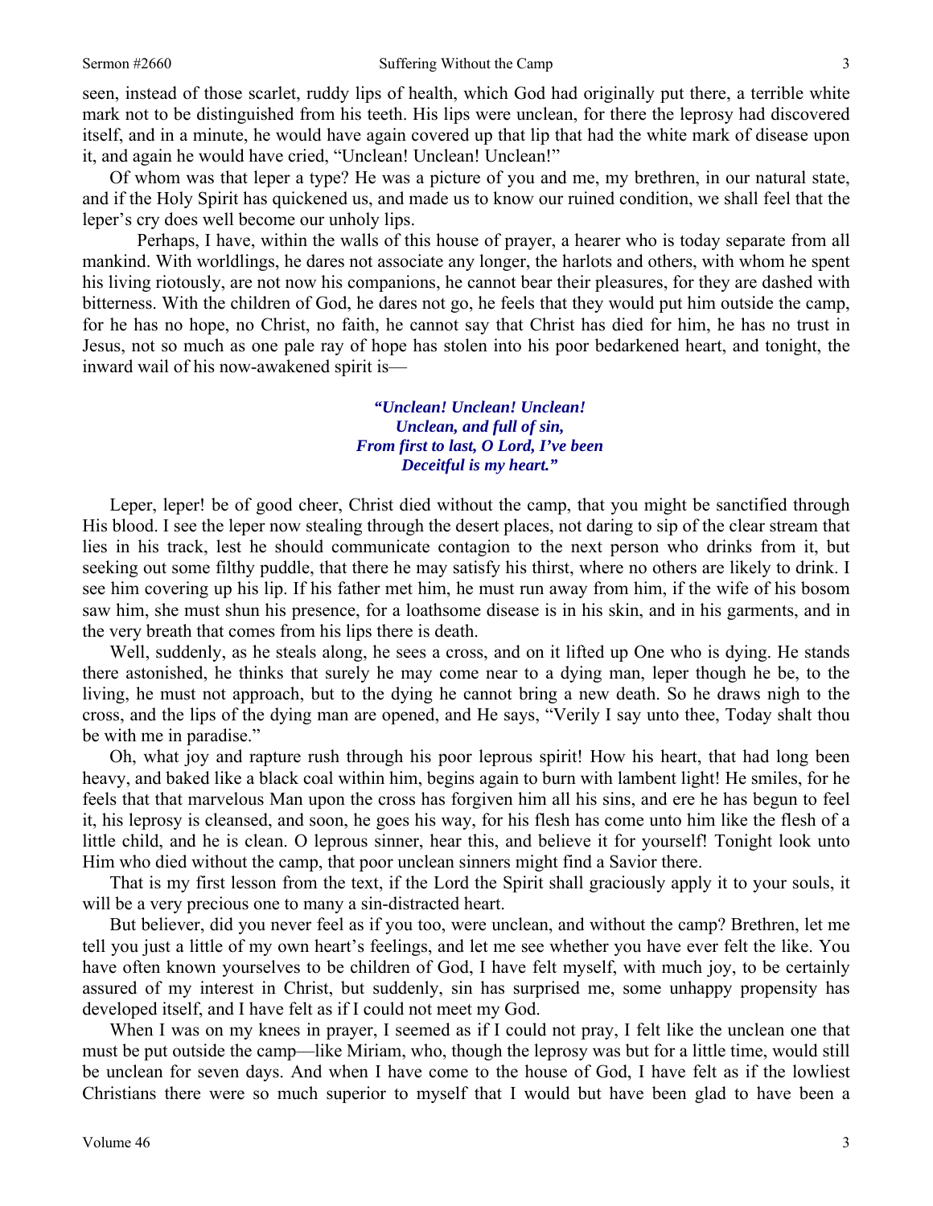seen, instead of those scarlet, ruddy lips of health, which God had originally put there, a terrible white mark not to be distinguished from his teeth. His lips were unclean, for there the leprosy had discovered itself, and in a minute, he would have again covered up that lip that had the white mark of disease upon it, and again he would have cried, "Unclean! Unclean! Unclean!"

Of whom was that leper a type? He was a picture of you and me, my brethren, in our natural state, and if the Holy Spirit has quickened us, and made us to know our ruined condition, we shall feel that the leper's cry does well become our unholy lips.

Perhaps, I have, within the walls of this house of prayer, a hearer who is today separate from all mankind. With worldlings, he dares not associate any longer, the harlots and others, with whom he spent his living riotously, are not now his companions, he cannot bear their pleasures, for they are dashed with bitterness. With the children of God, he dares not go, he feels that they would put him outside the camp, for he has no hope, no Christ, no faith, he cannot say that Christ has died for him, he has no trust in Jesus, not so much as one pale ray of hope has stolen into his poor bedarkened heart, and tonight, the inward wail of his now-awakened spirit is—

*"Unclean! Unclean! Unclean!*
*Unclean, and full of sin,*
*From first to last, O Lord, I've been*
*Deceitful is my heart."*

Leper, leper! be of good cheer, Christ died without the camp, that you might be sanctified through His blood. I see the leper now stealing through the desert places, not daring to sip of the clear stream that lies in his track, lest he should communicate contagion to the next person who drinks from it, but seeking out some filthy puddle, that there he may satisfy his thirst, where no others are likely to drink. I see him covering up his lip. If his father met him, he must run away from him, if the wife of his bosom saw him, she must shun his presence, for a loathsome disease is in his skin, and in his garments, and in the very breath that comes from his lips there is death.

Well, suddenly, as he steals along, he sees a cross, and on it lifted up One who is dying. He stands there astonished, he thinks that surely he may come near to a dying man, leper though he be, to the living, he must not approach, but to the dying he cannot bring a new death. So he draws nigh to the cross, and the lips of the dying man are opened, and He says, "Verily I say unto thee, Today shalt thou be with me in paradise."

Oh, what joy and rapture rush through his poor leprous spirit! How his heart, that had long been heavy, and baked like a black coal within him, begins again to burn with lambent light! He smiles, for he feels that that marvelous Man upon the cross has forgiven him all his sins, and ere he has begun to feel it, his leprosy is cleansed, and soon, he goes his way, for his flesh has come unto him like the flesh of a little child, and he is clean. O leprous sinner, hear this, and believe it for yourself! Tonight look unto Him who died without the camp, that poor unclean sinners might find a Savior there.

That is my first lesson from the text, if the Lord the Spirit shall graciously apply it to your souls, it will be a very precious one to many a sin-distracted heart.

But believer, did you never feel as if you too, were unclean, and without the camp? Brethren, let me tell you just a little of my own heart's feelings, and let me see whether you have ever felt the like. You have often known yourselves to be children of God, I have felt myself, with much joy, to be certainly assured of my interest in Christ, but suddenly, sin has surprised me, some unhappy propensity has developed itself, and I have felt as if I could not meet my God.

When I was on my knees in prayer, I seemed as if I could not pray, I felt like the unclean one that must be put outside the camp—like Miriam, who, though the leprosy was but for a little time, would still be unclean for seven days. And when I have come to the house of God, I have felt as if the lowliest Christians there were so much superior to myself that I would but have been glad to have been a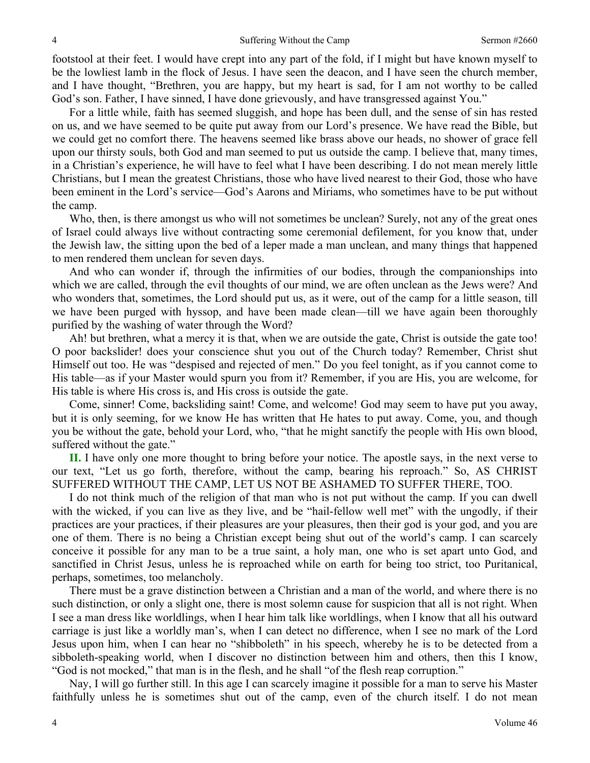footstool at their feet. I would have crept into any part of the fold, if I might but have known myself to be the lowliest lamb in the flock of Jesus. I have seen the deacon, and I have seen the church member, and I have thought, "Brethren, you are happy, but my heart is sad, for I am not worthy to be called God's son. Father, I have sinned, I have done grievously, and have transgressed against You."

For a little while, faith has seemed sluggish, and hope has been dull, and the sense of sin has rested on us, and we have seemed to be quite put away from our Lord's presence. We have read the Bible, but we could get no comfort there. The heavens seemed like brass above our heads, no shower of grace fell upon our thirsty souls, both God and man seemed to put us outside the camp. I believe that, many times, in a Christian's experience, he will have to feel what I have been describing. I do not mean merely little Christians, but I mean the greatest Christians, those who have lived nearest to their God, those who have been eminent in the Lord's service—God's Aarons and Miriams, who sometimes have to be put without the camp.

Who, then, is there amongst us who will not sometimes be unclean? Surely, not any of the great ones of Israel could always live without contracting some ceremonial defilement, for you know that, under the Jewish law, the sitting upon the bed of a leper made a man unclean, and many things that happened to men rendered them unclean for seven days.

And who can wonder if, through the infirmities of our bodies, through the companionships into which we are called, through the evil thoughts of our mind, we are often unclean as the Jews were? And who wonders that, sometimes, the Lord should put us, as it were, out of the camp for a little season, till we have been purged with hyssop, and have been made clean—till we have again been thoroughly purified by the washing of water through the Word?

Ah! but brethren, what a mercy it is that, when we are outside the gate, Christ is outside the gate too! O poor backslider! does your conscience shut you out of the Church today? Remember, Christ shut Himself out too. He was "despised and rejected of men." Do you feel tonight, as if you cannot come to His table—as if your Master would spurn you from it? Remember, if you are His, you are welcome, for His table is where His cross is, and His cross is outside the gate.

Come, sinner! Come, backsliding saint! Come, and welcome! God may seem to have put you away, but it is only seeming, for we know He has written that He hates to put away. Come, you, and though you be without the gate, behold your Lord, who, "that he might sanctify the people with His own blood, suffered without the gate."

**II.** I have only one more thought to bring before your notice. The apostle says, in the next verse to our text, "Let us go forth, therefore, without the camp, bearing his reproach." So, AS CHRIST SUFFERED WITHOUT THE CAMP, LET US NOT BE ASHAMED TO SUFFER THERE, TOO.

I do not think much of the religion of that man who is not put without the camp. If you can dwell with the wicked, if you can live as they live, and be "hail-fellow well met" with the ungodly, if their practices are your practices, if their pleasures are your pleasures, then their god is your god, and you are one of them. There is no being a Christian except being shut out of the world's camp. I can scarcely conceive it possible for any man to be a true saint, a holy man, one who is set apart unto God, and sanctified in Christ Jesus, unless he is reproached while on earth for being too strict, too Puritanical, perhaps, sometimes, too melancholy.

There must be a grave distinction between a Christian and a man of the world, and where there is no such distinction, or only a slight one, there is most solemn cause for suspicion that all is not right. When I see a man dress like worldlings, when I hear him talk like worldlings, when I know that all his outward carriage is just like a worldly man's, when I can detect no difference, when I see no mark of the Lord Jesus upon him, when I can hear no "shibboleth" in his speech, whereby he is to be detected from a sibboleth-speaking world, when I discover no distinction between him and others, then this I know, "God is not mocked," that man is in the flesh, and he shall "of the flesh reap corruption."

Nay, I will go further still. In this age I can scarcely imagine it possible for a man to serve his Master faithfully unless he is sometimes shut out of the camp, even of the church itself. I do not mean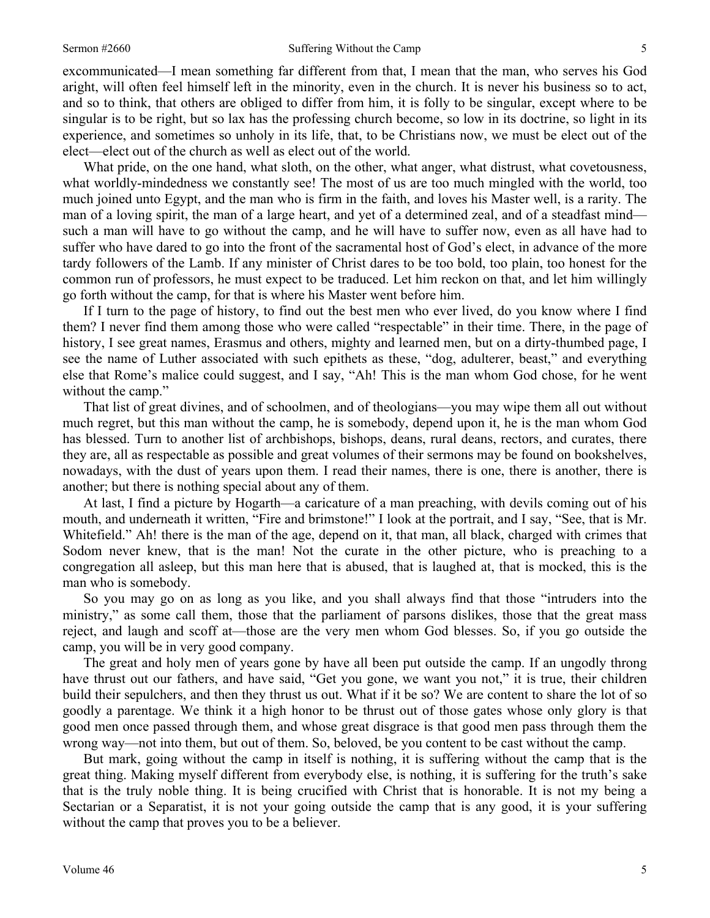excommunicated—I mean something far different from that, I mean that the man, who serves his God aright, will often feel himself left in the minority, even in the church. It is never his business so to act, and so to think, that others are obliged to differ from him, it is folly to be singular, except where to be singular is to be right, but so lax has the professing church become, so low in its doctrine, so light in its experience, and sometimes so unholy in its life, that, to be Christians now, we must be elect out of the elect—elect out of the church as well as elect out of the world.

What pride, on the one hand, what sloth, on the other, what anger, what distrust, what covetousness, what worldly-mindedness we constantly see! The most of us are too much mingled with the world, too much joined unto Egypt, and the man who is firm in the faith, and loves his Master well, is a rarity. The man of a loving spirit, the man of a large heart, and yet of a determined zeal, and of a steadfast mind—such a man will have to go without the camp, and he will have to suffer now, even as all have had to suffer who have dared to go into the front of the sacramental host of God's elect, in advance of the more tardy followers of the Lamb. If any minister of Christ dares to be too bold, too plain, too honest for the common run of professors, he must expect to be traduced. Let him reckon on that, and let him willingly go forth without the camp, for that is where his Master went before him.

If I turn to the page of history, to find out the best men who ever lived, do you know where I find them? I never find them among those who were called "respectable" in their time. There, in the page of history, I see great names, Erasmus and others, mighty and learned men, but on a dirty-thumbed page, I see the name of Luther associated with such epithets as these, "dog, adulterer, beast," and everything else that Rome's malice could suggest, and I say, "Ah! This is the man whom God chose, for he went without the camp."

That list of great divines, and of schoolmen, and of theologians—you may wipe them all out without much regret, but this man without the camp, he is somebody, depend upon it, he is the man whom God has blessed. Turn to another list of archbishops, bishops, deans, rural deans, rectors, and curates, there they are, all as respectable as possible and great volumes of their sermons may be found on bookshelves, nowadays, with the dust of years upon them. I read their names, there is one, there is another, there is another; but there is nothing special about any of them.

At last, I find a picture by Hogarth—a caricature of a man preaching, with devils coming out of his mouth, and underneath it written, "Fire and brimstone!" I look at the portrait, and I say, "See, that is Mr. Whitefield." Ah! there is the man of the age, depend on it, that man, all black, charged with crimes that Sodom never knew, that is the man! Not the curate in the other picture, who is preaching to a congregation all asleep, but this man here that is abused, that is laughed at, that is mocked, this is the man who is somebody.

So you may go on as long as you like, and you shall always find that those "intruders into the ministry," as some call them, those that the parliament of parsons dislikes, those that the great mass reject, and laugh and scoff at—those are the very men whom God blesses. So, if you go outside the camp, you will be in very good company.

The great and holy men of years gone by have all been put outside the camp. If an ungodly throng have thrust out our fathers, and have said, "Get you gone, we want you not," it is true, their children build their sepulchers, and then they thrust us out. What if it be so? We are content to share the lot of so goodly a parentage. We think it a high honor to be thrust out of those gates whose only glory is that good men once passed through them, and whose great disgrace is that good men pass through them the wrong way—not into them, but out of them. So, beloved, be you content to be cast without the camp.

But mark, going without the camp in itself is nothing, it is suffering without the camp that is the great thing. Making myself different from everybody else, is nothing, it is suffering for the truth's sake that is the truly noble thing. It is being crucified with Christ that is honorable. It is not my being a Sectarian or a Separatist, it is not your going outside the camp that is any good, it is your suffering without the camp that proves you to be a believer.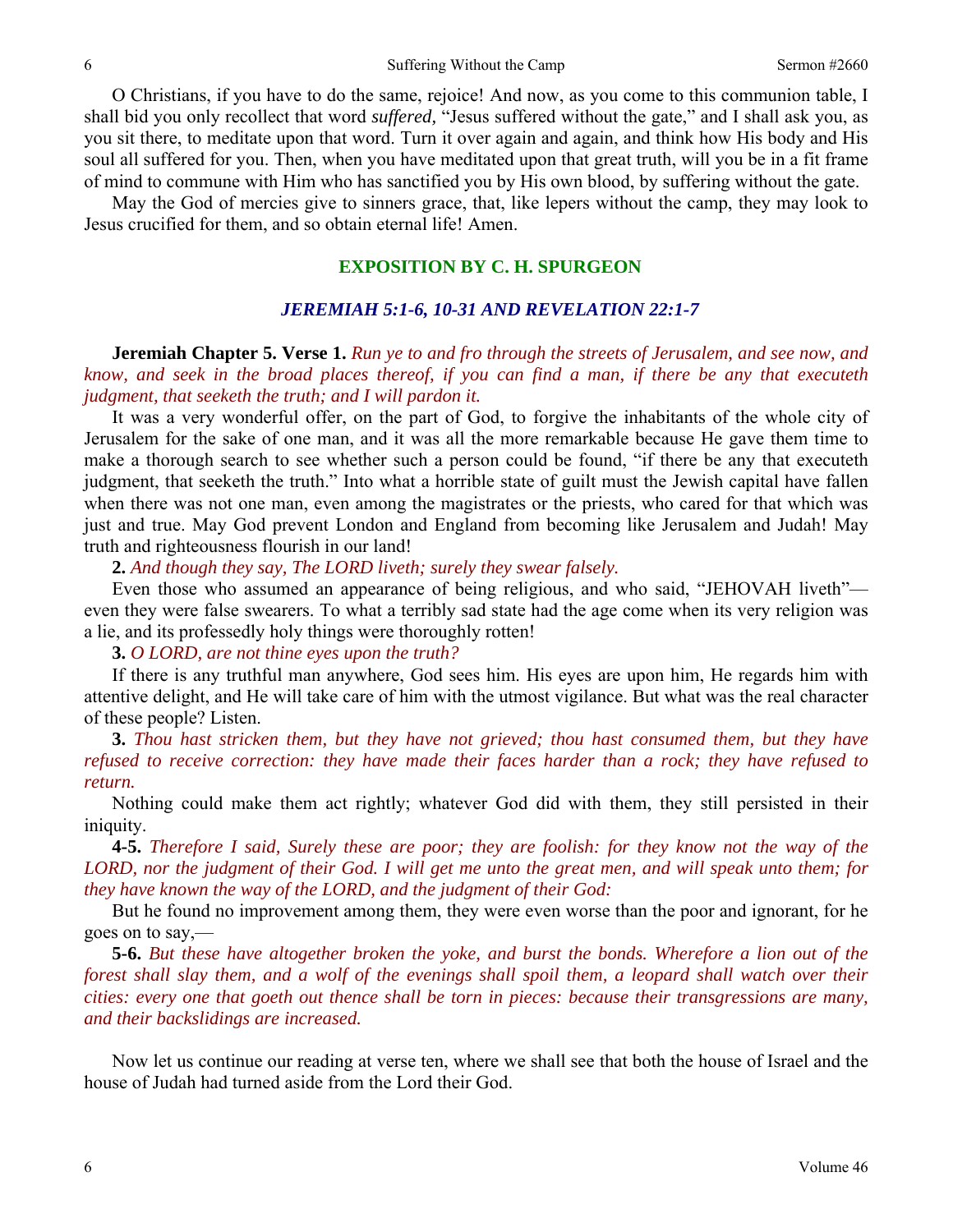O Christians, if you have to do the same, rejoice! And now, as you come to this communion table, I shall bid you only recollect that word *suffered,* "Jesus suffered without the gate," and I shall ask you, as you sit there, to meditate upon that word. Turn it over again and again, and think how His body and His soul all suffered for you. Then, when you have meditated upon that great truth, will you be in a fit frame of mind to commune with Him who has sanctified you by His own blood, by suffering without the gate.

May the God of mercies give to sinners grace, that, like lepers without the camp, they may look to Jesus crucified for them, and so obtain eternal life! Amen.

## EXPOSITION BY C. H. SPURGEON

### *JEREMIAH 5:1-6, 10-31 AND REVELATION 22:1-7*

**Jeremiah Chapter 5. Verse 1.** *Run ye to and fro through the streets of Jerusalem, and see now, and know, and seek in the broad places thereof, if you can find a man, if there be any that executeth judgment, that seeketh the truth; and I will pardon it.*

It was a very wonderful offer, on the part of God, to forgive the inhabitants of the whole city of Jerusalem for the sake of one man, and it was all the more remarkable because He gave them time to make a thorough search to see whether such a person could be found, "if there be any that executeth judgment, that seeketh the truth." Into what a horrible state of guilt must the Jewish capital have fallen when there was not one man, even among the magistrates or the priests, who cared for that which was just and true. May God prevent London and England from becoming like Jerusalem and Judah! May truth and righteousness flourish in our land!

**2.** *And though they say, The LORD liveth; surely they swear falsely.*

Even those who assumed an appearance of being religious, and who said, "JEHOVAH liveth"—even they were false swearers. To what a terribly sad state had the age come when its very religion was a lie, and its professedly holy things were thoroughly rotten!

**3.** *O LORD, are not thine eyes upon the truth?*

If there is any truthful man anywhere, God sees him. His eyes are upon him, He regards him with attentive delight, and He will take care of him with the utmost vigilance. But what was the real character of these people? Listen.

**3.** *Thou hast stricken them, but they have not grieved; thou hast consumed them, but they have refused to receive correction: they have made their faces harder than a rock; they have refused to return.*

Nothing could make them act rightly; whatever God did with them, they still persisted in their iniquity.

**4-5.** *Therefore I said, Surely these are poor; they are foolish: for they know not the way of the LORD, nor the judgment of their God. I will get me unto the great men, and will speak unto them; for they have known the way of the LORD, and the judgment of their God:*

But he found no improvement among them, they were even worse than the poor and ignorant, for he goes on to say,—

**5-6.** *But these have altogether broken the yoke, and burst the bonds. Wherefore a lion out of the forest shall slay them, and a wolf of the evenings shall spoil them, a leopard shall watch over their cities: every one that goeth out thence shall be torn in pieces: because their transgressions are many, and their backslidings are increased.*

Now let us continue our reading at verse ten, where we shall see that both the house of Israel and the house of Judah had turned aside from the Lord their God.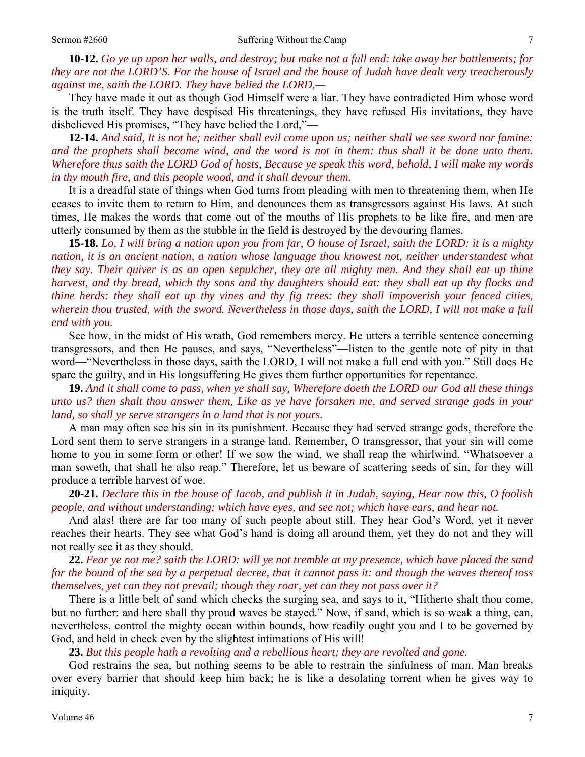**10-12.** *Go ye up upon her walls, and destroy; but make not a full end: take away her battlements; for they are not the LORD'S. For the house of Israel and the house of Judah have dealt very treacherously against me, saith the LORD. They have belied the LORD,—*

They have made it out as though God Himself were a liar. They have contradicted Him whose word is the truth itself. They have despised His threatenings, they have refused His invitations, they have disbelieved His promises, "They have belied the Lord,"—

**12-14.** *And said, It is not he; neither shall evil come upon us; neither shall we see sword nor famine: and the prophets shall become wind, and the word is not in them: thus shall it be done unto them. Wherefore thus saith the LORD God of hosts, Because ye speak this word, behold, I will make my words in thy mouth fire, and this people wood, and it shall devour them.*

It is a dreadful state of things when God turns from pleading with men to threatening them, when He ceases to invite them to return to Him, and denounces them as transgressors against His laws. At such times, He makes the words that come out of the mouths of His prophets to be like fire, and men are utterly consumed by them as the stubble in the field is destroyed by the devouring flames.

**15-18.** *Lo, I will bring a nation upon you from far, O house of Israel, saith the LORD: it is a mighty nation, it is an ancient nation, a nation whose language thou knowest not, neither understandest what they say. Their quiver is as an open sepulcher, they are all mighty men. And they shall eat up thine harvest, and thy bread, which thy sons and thy daughters should eat: they shall eat up thy flocks and thine herds: they shall eat up thy vines and thy fig trees: they shall impoverish your fenced cities, wherein thou trusted, with the sword. Nevertheless in those days, saith the LORD, I will not make a full end with you.*

See how, in the midst of His wrath, God remembers mercy. He utters a terrible sentence concerning transgressors, and then He pauses, and says, "Nevertheless"—listen to the gentle note of pity in that word—"Nevertheless in those days, saith the LORD, I will not make a full end with you." Still does He spare the guilty, and in His longsuffering He gives them further opportunities for repentance.

**19.** *And it shall come to pass, when ye shall say, Wherefore doeth the LORD our God all these things unto us? then shalt thou answer them, Like as ye have forsaken me, and served strange gods in your land, so shall ye serve strangers in a land that is not yours.*

A man may often see his sin in its punishment. Because they had served strange gods, therefore the Lord sent them to serve strangers in a strange land. Remember, O transgressor, that your sin will come home to you in some form or other! If we sow the wind, we shall reap the whirlwind. "Whatsoever a man soweth, that shall he also reap." Therefore, let us beware of scattering seeds of sin, for they will produce a terrible harvest of woe.

**20-21.** *Declare this in the house of Jacob, and publish it in Judah, saying, Hear now this, O foolish people, and without understanding; which have eyes, and see not; which have ears, and hear not.*

And alas! there are far too many of such people about still. They hear God's Word, yet it never reaches their hearts. They see what God's hand is doing all around them, yet they do not and they will not really see it as they should.

**22.** *Fear ye not me? saith the LORD: will ye not tremble at my presence, which have placed the sand for the bound of the sea by a perpetual decree, that it cannot pass it: and though the waves thereof toss themselves, yet can they not prevail; though they roar, yet can they not pass over it?*

There is a little belt of sand which checks the surging sea, and says to it, "Hitherto shalt thou come, but no further: and here shall thy proud waves be stayed." Now, if sand, which is so weak a thing, can, nevertheless, control the mighty ocean within bounds, how readily ought you and I to be governed by God, and held in check even by the slightest intimations of His will!

**23.** *But this people hath a revolting and a rebellious heart; they are revolted and gone.*

God restrains the sea, but nothing seems to be able to restrain the sinfulness of man. Man breaks over every barrier that should keep him back; he is like a desolating torrent when he gives way to iniquity.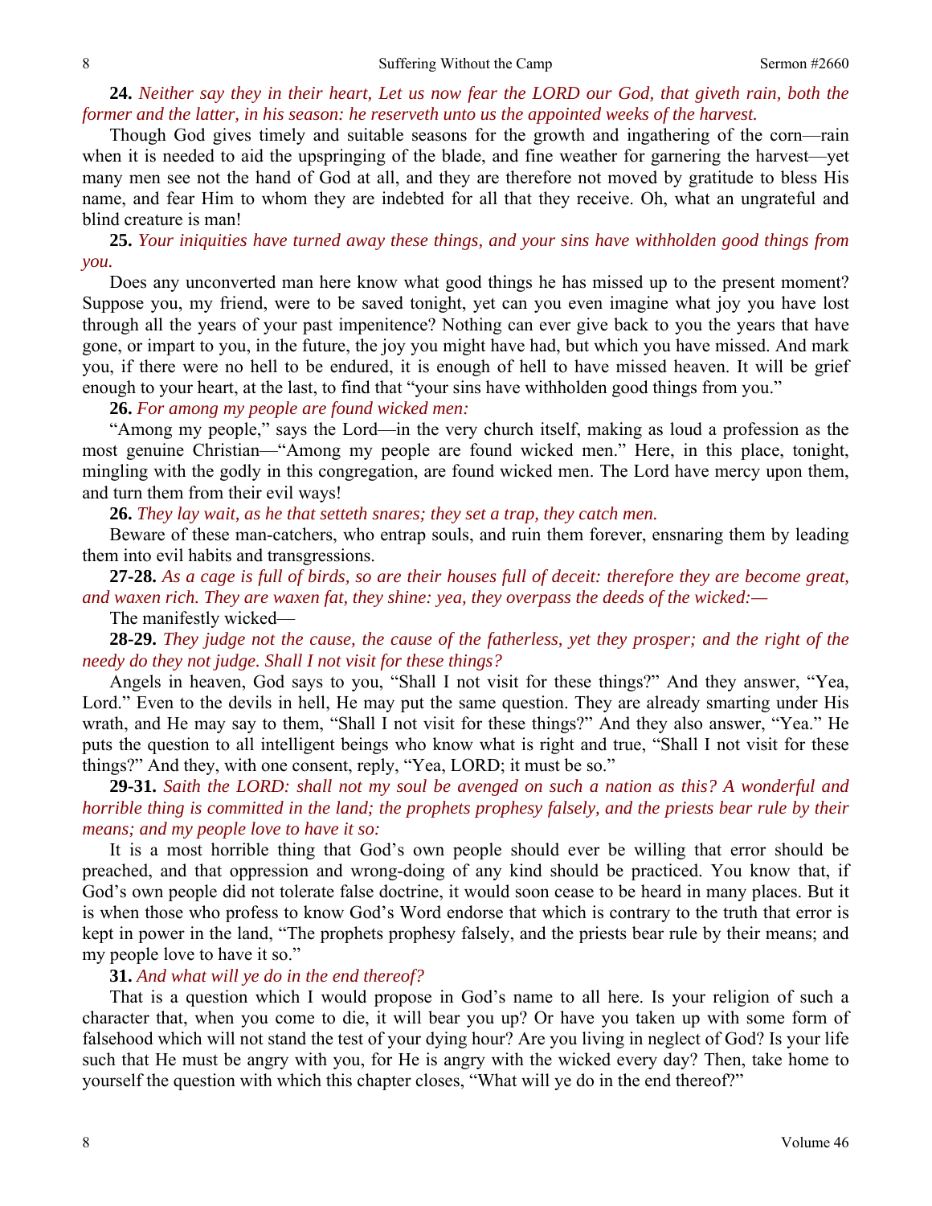**24.** *Neither say they in their heart, Let us now fear the LORD our God, that giveth rain, both the former and the latter, in his season: he reserveth unto us the appointed weeks of the harvest.*

Though God gives timely and suitable seasons for the growth and ingathering of the corn—rain when it is needed to aid the upspringing of the blade, and fine weather for garnering the harvest—yet many men see not the hand of God at all, and they are therefore not moved by gratitude to bless His name, and fear Him to whom they are indebted for all that they receive. Oh, what an ungrateful and blind creature is man!

**25.** *Your iniquities have turned away these things, and your sins have withholden good things from you.*

Does any unconverted man here know what good things he has missed up to the present moment? Suppose you, my friend, were to be saved tonight, yet can you even imagine what joy you have lost through all the years of your past impenitence? Nothing can ever give back to you the years that have gone, or impart to you, in the future, the joy you might have had, but which you have missed. And mark you, if there were no hell to be endured, it is enough of hell to have missed heaven. It will be grief enough to your heart, at the last, to find that "your sins have withholden good things from you."

**26.** *For among my people are found wicked men:*

"Among my people," says the Lord—in the very church itself, making as loud a profession as the most genuine Christian—"Among my people are found wicked men." Here, in this place, tonight, mingling with the godly in this congregation, are found wicked men. The Lord have mercy upon them, and turn them from their evil ways!

**26.** *They lay wait, as he that setteth snares; they set a trap, they catch men.*

Beware of these man-catchers, who entrap souls, and ruin them forever, ensnaring them by leading them into evil habits and transgressions.

**27-28.** *As a cage is full of birds, so are their houses full of deceit: therefore they are become great, and waxen rich. They are waxen fat, they shine: yea, they overpass the deeds of the wicked:—*

The manifestly wicked—

**28-29.** *They judge not the cause, the cause of the fatherless, yet they prosper; and the right of the needy do they not judge. Shall I not visit for these things?*

Angels in heaven, God says to you, "Shall I not visit for these things?" And they answer, "Yea, Lord." Even to the devils in hell, He may put the same question. They are already smarting under His wrath, and He may say to them, "Shall I not visit for these things?" And they also answer, "Yea." He puts the question to all intelligent beings who know what is right and true, "Shall I not visit for these things?" And they, with one consent, reply, "Yea, LORD; it must be so."

**29-31.** *Saith the LORD: shall not my soul be avenged on such a nation as this? A wonderful and horrible thing is committed in the land; the prophets prophesy falsely, and the priests bear rule by their means; and my people love to have it so:*

It is a most horrible thing that God's own people should ever be willing that error should be preached, and that oppression and wrong-doing of any kind should be practiced. You know that, if God's own people did not tolerate false doctrine, it would soon cease to be heard in many places. But it is when those who profess to know God's Word endorse that which is contrary to the truth that error is kept in power in the land, "The prophets prophesy falsely, and the priests bear rule by their means; and my people love to have it so."

**31.** *And what will ye do in the end thereof?*

That is a question which I would propose in God's name to all here. Is your religion of such a character that, when you come to die, it will bear you up? Or have you taken up with some form of falsehood which will not stand the test of your dying hour? Are you living in neglect of God? Is your life such that He must be angry with you, for He is angry with the wicked every day? Then, take home to yourself the question with which this chapter closes, "What will ye do in the end thereof?"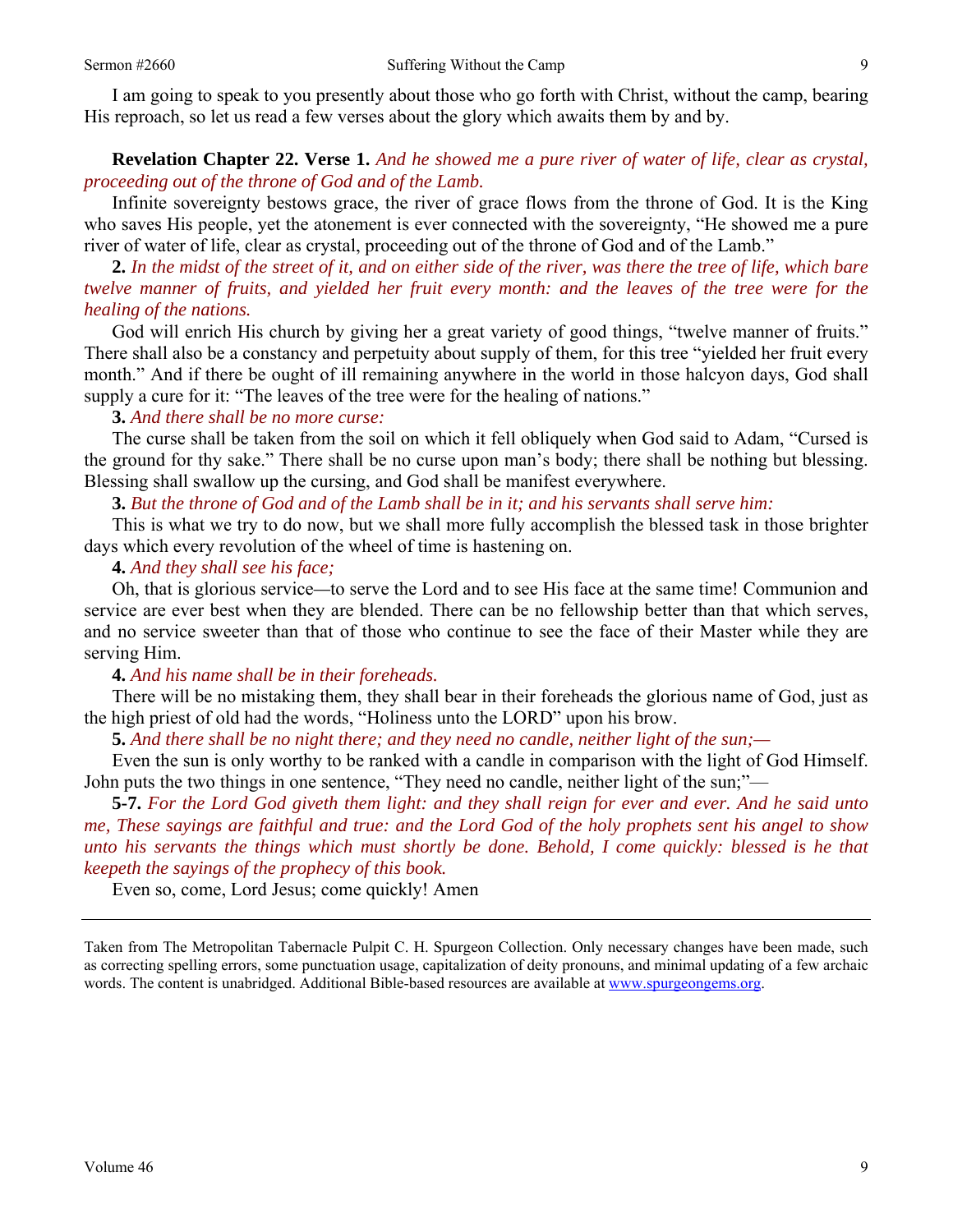I am going to speak to you presently about those who go forth with Christ, without the camp, bearing His reproach, so let us read a few verses about the glory which awaits them by and by.

**Revelation Chapter 22. Verse 1.** *And he showed me a pure river of water of life, clear as crystal, proceeding out of the throne of God and of the Lamb.*

Infinite sovereignty bestows grace, the river of grace flows from the throne of God. It is the King who saves His people, yet the atonement is ever connected with the sovereignty, "He showed me a pure river of water of life, clear as crystal, proceeding out of the throne of God and of the Lamb."

**2.** *In the midst of the street of it, and on either side of the river, was there the tree of life, which bare twelve manner of fruits, and yielded her fruit every month: and the leaves of the tree were for the healing of the nations.*

God will enrich His church by giving her a great variety of good things, "twelve manner of fruits." There shall also be a constancy and perpetuity about supply of them, for this tree "yielded her fruit every month." And if there be ought of ill remaining anywhere in the world in those halcyon days, God shall supply a cure for it: "The leaves of the tree were for the healing of nations."

**3.** *And there shall be no more curse:*

The curse shall be taken from the soil on which it fell obliquely when God said to Adam, "Cursed is the ground for thy sake." There shall be no curse upon man's body; there shall be nothing but blessing. Blessing shall swallow up the cursing, and God shall be manifest everywhere.

**3.** *But the throne of God and of the Lamb shall be in it; and his servants shall serve him:*

This is what we try to do now, but we shall more fully accomplish the blessed task in those brighter days which every revolution of the wheel of time is hastening on.

**4.** *And they shall see his face;*

Oh, that is glorious service—to serve the Lord and to see His face at the same time! Communion and service are ever best when they are blended. There can be no fellowship better than that which serves, and no service sweeter than that of those who continue to see the face of their Master while they are serving Him.

**4.** *And his name shall be in their foreheads.*

There will be no mistaking them, they shall bear in their foreheads the glorious name of God, just as the high priest of old had the words, "Holiness unto the LORD" upon his brow.

**5.** *And there shall be no night there; and they need no candle, neither light of the sun;—*

Even the sun is only worthy to be ranked with a candle in comparison with the light of God Himself. John puts the two things in one sentence, "They need no candle, neither light of the sun;"—

**5-7.** *For the Lord God giveth them light: and they shall reign for ever and ever. And he said unto me, These sayings are faithful and true: and the Lord God of the holy prophets sent his angel to show unto his servants the things which must shortly be done. Behold, I come quickly: blessed is he that keepeth the sayings of the prophecy of this book.*

Even so, come, Lord Jesus; come quickly! Amen

---

Taken from The Metropolitan Tabernacle Pulpit C. H. Spurgeon Collection. Only necessary changes have been made, such as correcting spelling errors, some punctuation usage, capitalization of deity pronouns, and minimal updating of a few archaic words. The content is unabridged. Additional Bible-based resources are available at www.spurgeongems.org.